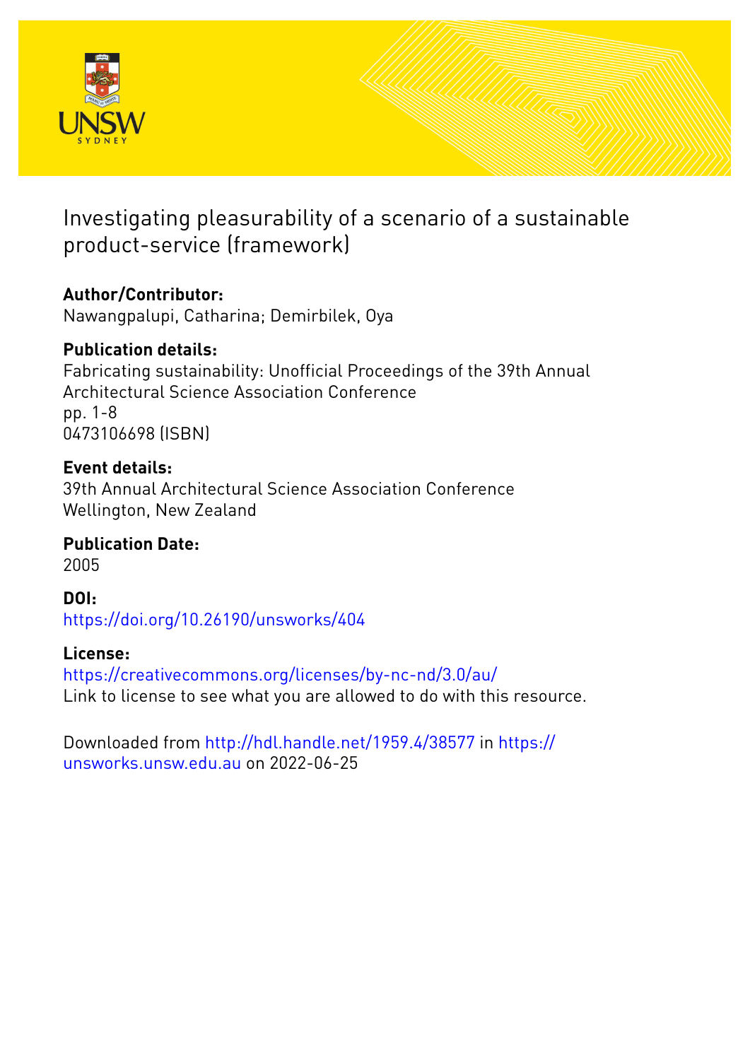# Investigating pleasurability of a scenario of a sustainable product-service (framework)

**Author/Contributor:**
Nawangpalupi, Catharina; Demirbilek, Oya

**Publication details:**
Fabricating sustainability: Unofficial Proceedings of the 39th Annual Architectural Science Association Conference
pp. 1-8
0473106698 (ISBN)

**Event details:**
39th Annual Architectural Science Association Conference
Wellington, New Zealand

**Publication Date:**
2005

**DOI:**
https://doi.org/10.26190/unsworks/404

**License:**
https://creativecommons.org/licenses/by-nc-nd/3.0/au/
Link to license to see what you are allowed to do with this resource.

Downloaded from http://hdl.handle.net/1959.4/38577 in https://unsworks.unsw.edu.au on 2022-06-25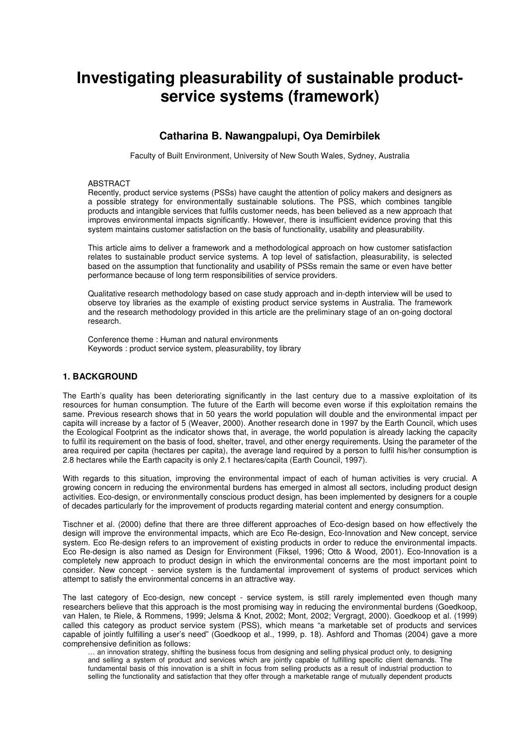# Investigating pleasurability of sustainable product-service systems (framework)

### Catharina B. Nawangpalupi, Oya Demirbilek

Faculty of Built Environment, University of New South Wales, Sydney, Australia

ABSTRACT

Recently, product service systems (PSSs) have caught the attention of policy makers and designers as a possible strategy for environmentally sustainable solutions. The PSS, which combines tangible products and intangible services that fulfils customer needs, has been believed as a new approach that improves environmental impacts significantly. However, there is insufficient evidence proving that this system maintains customer satisfaction on the basis of functionality, usability and pleasurability.

This article aims to deliver a framework and a methodological approach on how customer satisfaction relates to sustainable product service systems. A top level of satisfaction, pleasurability, is selected based on the assumption that functionality and usability of PSSs remain the same or even have better performance because of long term responsibilities of service providers.

Qualitative research methodology based on case study approach and in-depth interview will be used to observe toy libraries as the example of existing product service systems in Australia. The framework and the research methodology provided in this article are the preliminary stage of an on-going doctoral research.

Conference theme : Human and natural environments
Keywords : product service system, pleasurability, toy library

## 1. BACKGROUND

The Earth's quality has been deteriorating significantly in the last century due to a massive exploitation of its resources for human consumption. The future of the Earth will become even worse if this exploitation remains the same. Previous research shows that in 50 years the world population will double and the environmental impact per capita will increase by a factor of 5 (Weaver, 2000). Another research done in 1997 by the Earth Council, which uses the Ecological Footprint as the indicator shows that, in average, the world population is already lacking the capacity to fulfil its requirement on the basis of food, shelter, travel, and other energy requirements. Using the parameter of the area required per capita (hectares per capita), the average land required by a person to fulfil his/her consumption is 2.8 hectares while the Earth capacity is only 2.1 hectares/capita (Earth Council, 1997).

With regards to this situation, improving the environmental impact of each of human activities is very crucial. A growing concern in reducing the environmental burdens has emerged in almost all sectors, including product design activities. Eco-design, or environmentally conscious product design, has been implemented by designers for a couple of decades particularly for the improvement of products regarding material content and energy consumption.

Tischner et al. (2000) define that there are three different approaches of Eco-design based on how effectively the design will improve the environmental impacts, which are Eco Re-design, Eco-Innovation and New concept, service system. Eco Re-design refers to an improvement of existing products in order to reduce the environmental impacts. Eco Re-design is also named as Design for Environment (Fiksel, 1996; Otto & Wood, 2001). Eco-Innovation is a completely new approach to product design in which the environmental concerns are the most important point to consider. New concept - service system is the fundamental improvement of systems of product services which attempt to satisfy the environmental concerns in an attractive way.

The last category of Eco-design, new concept - service system, is still rarely implemented even though many researchers believe that this approach is the most promising way in reducing the environmental burdens (Goedkoop, van Halen, te Riele, & Rommens, 1999; Jelsma & Knot, 2002; Mont, 2002; Vergragt, 2000). Goedkoop et al. (1999) called this category as product service system (PSS), which means "a marketable set of products and services capable of jointly fulfilling a user's need" (Goedkoop et al., 1999, p. 18). Ashford and Thomas (2004) gave a more comprehensive definition as follows:

> … an innovation strategy, shifting the business focus from designing and selling physical product only, to designing and selling a system of product and services which are jointly capable of fulfilling specific client demands. The fundamental basis of this innovation is a shift in focus from selling products as a result of industrial production to selling the functionality and satisfaction that they offer through a marketable range of mutually dependent products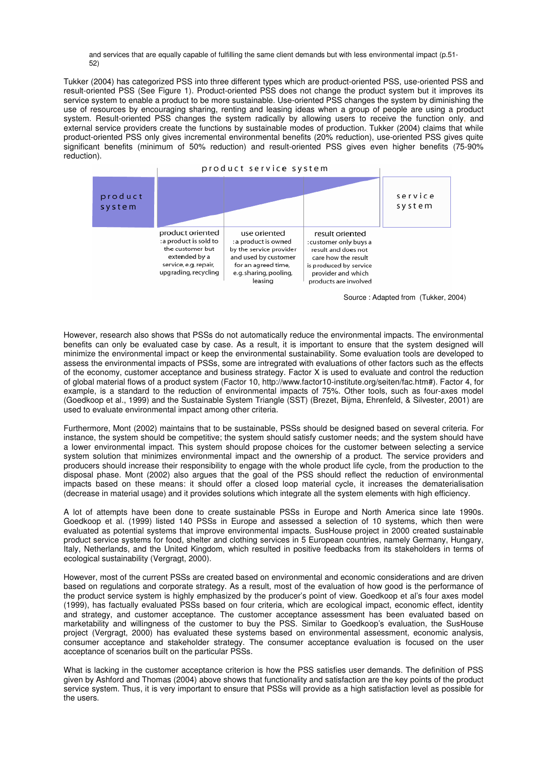and services that are equally capable of fulfilling the same client demands but with less environmental impact (p.51-52)

Tukker (2004) has categorized PSS into three different types which are product-oriented PSS, use-oriented PSS and result-oriented PSS (See Figure 1). Product-oriented PSS does not change the product system but it improves its service system to enable a product to be more sustainable. Use-oriented PSS changes the system by diminishing the use of resources by encouraging sharing, renting and leasing ideas when a group of people are using a product system. Result-oriented PSS changes the system radically by allowing users to receive the function only, and external service providers create the functions by sustainable modes of production. Tukker (2004) claims that while product-oriented PSS only gives incremental environmental benefits (20% reduction), use-oriented PSS gives quite significant benefits (minimum of 50% reduction) and result-oriented PSS gives even higher benefits (75-90% reduction).

| product system | product service system | | | service system |
|---|---|---|---|---|
| | product oriented :a product is sold to the customer but extended by a service, e.g. repair, upgrading, recycling | use oriented :a product is owned by the service provider and used by customer for an agreed time, e.g. sharing, pooling, leasing | result oriented :customer only buys a result and does not care how the result is produced by service provider and which products are involved | |

Source : Adapted from (Tukker, 2004)

However, research also shows that PSSs do not automatically reduce the environmental impacts. The environmental benefits can only be evaluated case by case. As a result, it is important to ensure that the system designed will minimize the environmental impact or keep the environmental sustainability. Some evaluation tools are developed to assess the environmental impacts of PSSs, some are intregrated with evaluations of other factors such as the effects of the economy, customer acceptance and business strategy. Factor X is used to evaluate and control the reduction of global material flows of a product system (Factor 10, http://www.factor10-institute.org/seiten/fac.htm#). Factor 4, for example, is a standard to the reduction of environmental impacts of 75%. Other tools, such as four-axes model (Goedkoop et al., 1999) and the Sustainable System Triangle (SST) (Brezet, Bijma, Ehrenfeld, & Silvester, 2001) are used to evaluate environmental impact among other criteria.

Furthermore, Mont (2002) maintains that to be sustainable, PSSs should be designed based on several criteria. For instance, the system should be competitive; the system should satisfy customer needs; and the system should have a lower environmental impact. This system should propose choices for the customer between selecting a service system solution that minimizes environmental impact and the ownership of a product. The service providers and producers should increase their responsibility to engage with the whole product life cycle, from the production to the disposal phase. Mont (2002) also argues that the goal of the PSS should reflect the reduction of environmental impacts based on these means: it should offer a closed loop material cycle, it increases the dematerialisation (decrease in material usage) and it provides solutions which integrate all the system elements with high efficiency.

A lot of attempts have been done to create sustainable PSSs in Europe and North America since late 1990s. Goedkoop et al. (1999) listed 140 PSSs in Europe and assessed a selection of 10 systems, which then were evaluated as potential systems that improve environmental impacts. SusHouse project in 2000 created sustainable product service systems for food, shelter and clothing services in 5 European countries, namely Germany, Hungary, Italy, Netherlands, and the United Kingdom, which resulted in positive feedbacks from its stakeholders in terms of ecological sustainability (Vergragt, 2000).

However, most of the current PSSs are created based on environmental and economic considerations and are driven based on regulations and corporate strategy. As a result, most of the evaluation of how good is the performance of the product service system is highly emphasized by the producer's point of view. Goedkoop et al's four axes model (1999), has factually evaluated PSSs based on four criteria, which are ecological impact, economic effect, identity and strategy, and customer acceptance. The customer acceptance assessment has been evaluated based on marketability and willingness of the customer to buy the PSS. Similar to Goedkoop's evaluation, the SusHouse project (Vergragt, 2000) has evaluated these systems based on environmental assessment, economic analysis, consumer acceptance and stakeholder strategy. The consumer acceptance evaluation is focused on the user acceptance of scenarios built on the particular PSSs.

What is lacking in the customer acceptance criterion is how the PSS satisfies user demands. The definition of PSS given by Ashford and Thomas (2004) above shows that functionality and satisfaction are the key points of the product service system. Thus, it is very important to ensure that PSSs will provide as a high satisfaction level as possible for the users.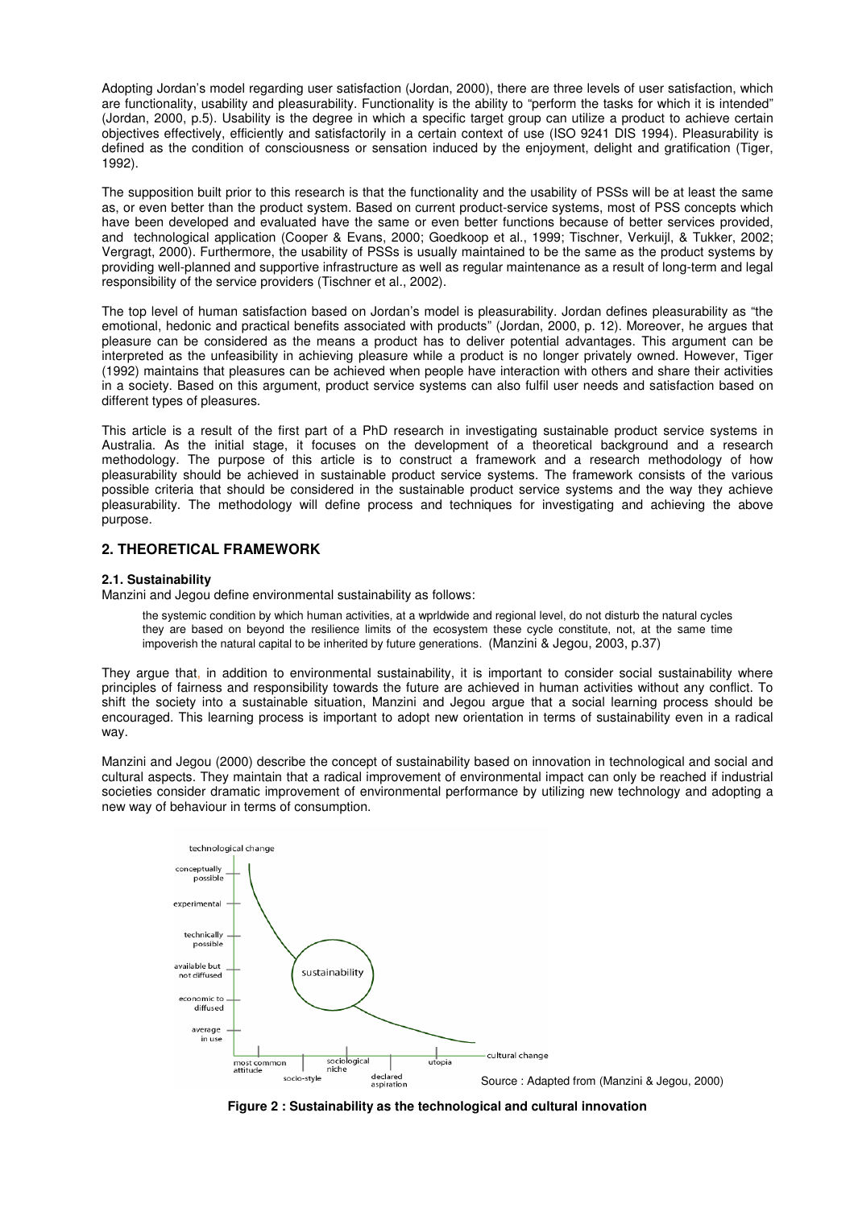Adopting Jordan's model regarding user satisfaction (Jordan, 2000), there are three levels of user satisfaction, which are functionality, usability and pleasurability. Functionality is the ability to "perform the tasks for which it is intended" (Jordan, 2000, p.5). Usability is the degree in which a specific target group can utilize a product to achieve certain objectives effectively, efficiently and satisfactorily in a certain context of use (ISO 9241 DIS 1994). Pleasurability is defined as the condition of consciousness or sensation induced by the enjoyment, delight and gratification (Tiger, 1992).

The supposition built prior to this research is that the functionality and the usability of PSSs will be at least the same as, or even better than the product system. Based on current product-service systems, most of PSS concepts which have been developed and evaluated have the same or even better functions because of better services provided, and technological application (Cooper & Evans, 2000; Goedkoop et al., 1999; Tischner, Verkuijl, & Tukker, 2002; Vergragt, 2000). Furthermore, the usability of PSSs is usually maintained to be the same as the product systems by providing well-planned and supportive infrastructure as well as regular maintenance as a result of long-term and legal responsibility of the service providers (Tischner et al., 2002).

The top level of human satisfaction based on Jordan's model is pleasurability. Jordan defines pleasurability as "the emotional, hedonic and practical benefits associated with products" (Jordan, 2000, p. 12). Moreover, he argues that pleasure can be considered as the means a product has to deliver potential advantages. This argument can be interpreted as the unfeasibility in achieving pleasure while a product is no longer privately owned. However, Tiger (1992) maintains that pleasures can be achieved when people have interaction with others and share their activities in a society. Based on this argument, product service systems can also fulfil user needs and satisfaction based on different types of pleasures.

This article is a result of the first part of a PhD research in investigating sustainable product service systems in Australia. As the initial stage, it focuses on the development of a theoretical background and a research methodology. The purpose of this article is to construct a framework and a research methodology of how pleasurability should be achieved in sustainable product service systems. The framework consists of the various possible criteria that should be considered in the sustainable product service systems and the way they achieve pleasurability. The methodology will define process and techniques for investigating and achieving the above purpose.

## 2. THEORETICAL FRAMEWORK

### 2.1. Sustainability

Manzini and Jegou define environmental sustainability as follows:

> the systemic condition by which human activities, at a wprldwide and regional level, do not disturb the natural cycles they are based on beyond the resilience limits of the ecosystem these cycle constitute, not, at the same time impoverish the natural capital to be inherited by future generations. (Manzini & Jegou, 2003, p.37)

They argue that, in addition to environmental sustainability, it is important to consider social sustainability where principles of fairness and responsibility towards the future are achieved in human activities without any conflict. To shift the society into a sustainable situation, Manzini and Jegou argue that a social learning process should be encouraged. This learning process is important to adopt new orientation in terms of sustainability even in a radical way.

Manzini and Jegou (2000) describe the concept of sustainability based on innovation in technological and social and cultural aspects. They maintain that a radical improvement of environmental impact can only be reached if industrial societies consider dramatic improvement of environmental performance by utilizing new technology and adopting a new way of behaviour in terms of consumption.

Source : Adapted from (Manzini & Jegou, 2000)

**Figure 2 : Sustainability as the technological and cultural innovation**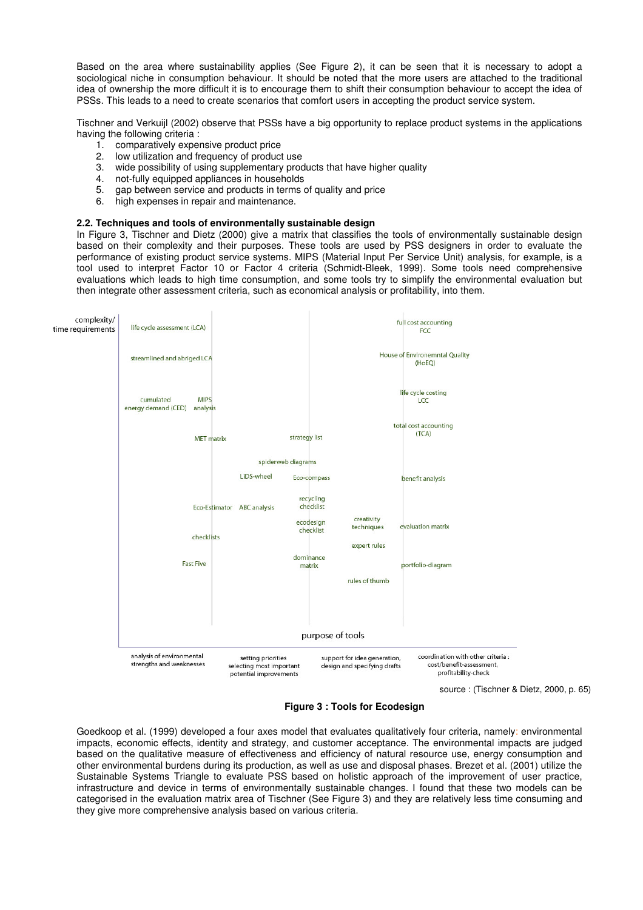Based on the area where sustainability applies (See Figure 2), it can be seen that it is necessary to adopt a sociological niche in consumption behaviour. It should be noted that the more users are attached to the traditional idea of ownership the more difficult it is to encourage them to shift their consumption behaviour to accept the idea of PSSs. This leads to a need to create scenarios that comfort users in accepting the product service system.

Tischner and Verkuijl (2002) observe that PSSs have a big opportunity to replace product systems in the applications having the following criteria :

1. comparatively expensive product price
2. low utilization and frequency of product use
3. wide possibility of using supplementary products that have higher quality
4. not-fully equipped appliances in households
5. gap between service and products in terms of quality and price
6. high expenses in repair and maintenance.

### 2.2. Techniques and tools of environmentally sustainable design

In Figure 3, Tischner and Dietz (2000) give a matrix that classifies the tools of environmentally sustainable design based on their complexity and their purposes. These tools are used by PSS designers in order to evaluate the performance of existing product service systems. MIPS (Material Input Per Service Unit) analysis, for example, is a tool used to interpret Factor 10 or Factor 4 criteria (Schmidt-Bleek, 1999). Some tools need comprehensive evaluations which leads to high time consumption, and some tools try to simplify the environmental evaluation but then integrate other assessment criteria, such as economical analysis or profitability, into them.

complexity/ time requirements

- analysis of environmental strengths and weaknesses: life cycle assessment (LCA); streamlined and abriged LCA; cumulated energy demand (CED); MIPS analysis; MET matrix; Eco-Estimator; checklists; Fast Five
- setting priorities selecting most important potential improvements: LIDS-wheel; ABC analysis; spiderweb diagrams
- support for idea generation, design and specifying drafts: strategy list; Eco-compass; recycling checklist; ecodesign checklist; dominance matrix; creativity techniques; expert rules; rules of thumb
- coordination with other criteria : cost/benefit-assessment, profitability-check: full cost accounting FCC; House of Environemntal Quality (HoEQ); life cycle costing LCC; total cost accounting (TCA); benefit analysis; evaluation matrix; portfolio-diagram

purpose of tools

source : (Tischner & Dietz, 2000, p. 65)

**Figure 3 : Tools for Ecodesign**

Goedkoop et al. (1999) developed a four axes model that evaluates qualitatively four criteria, namely: environmental impacts, economic effects, identity and strategy, and customer acceptance. The environmental impacts are judged based on the qualitative measure of effectiveness and efficiency of natural resource use, energy consumption and other environmental burdens during its production, as well as use and disposal phases. Brezet et al. (2001) utilize the Sustainable Systems Triangle to evaluate PSS based on holistic approach of the improvement of user practice, infrastructure and device in terms of environmentally sustainable changes. I found that these two models can be categorised in the evaluation matrix area of Tischner (See Figure 3) and they are relatively less time consuming and they give more comprehensive analysis based on various criteria.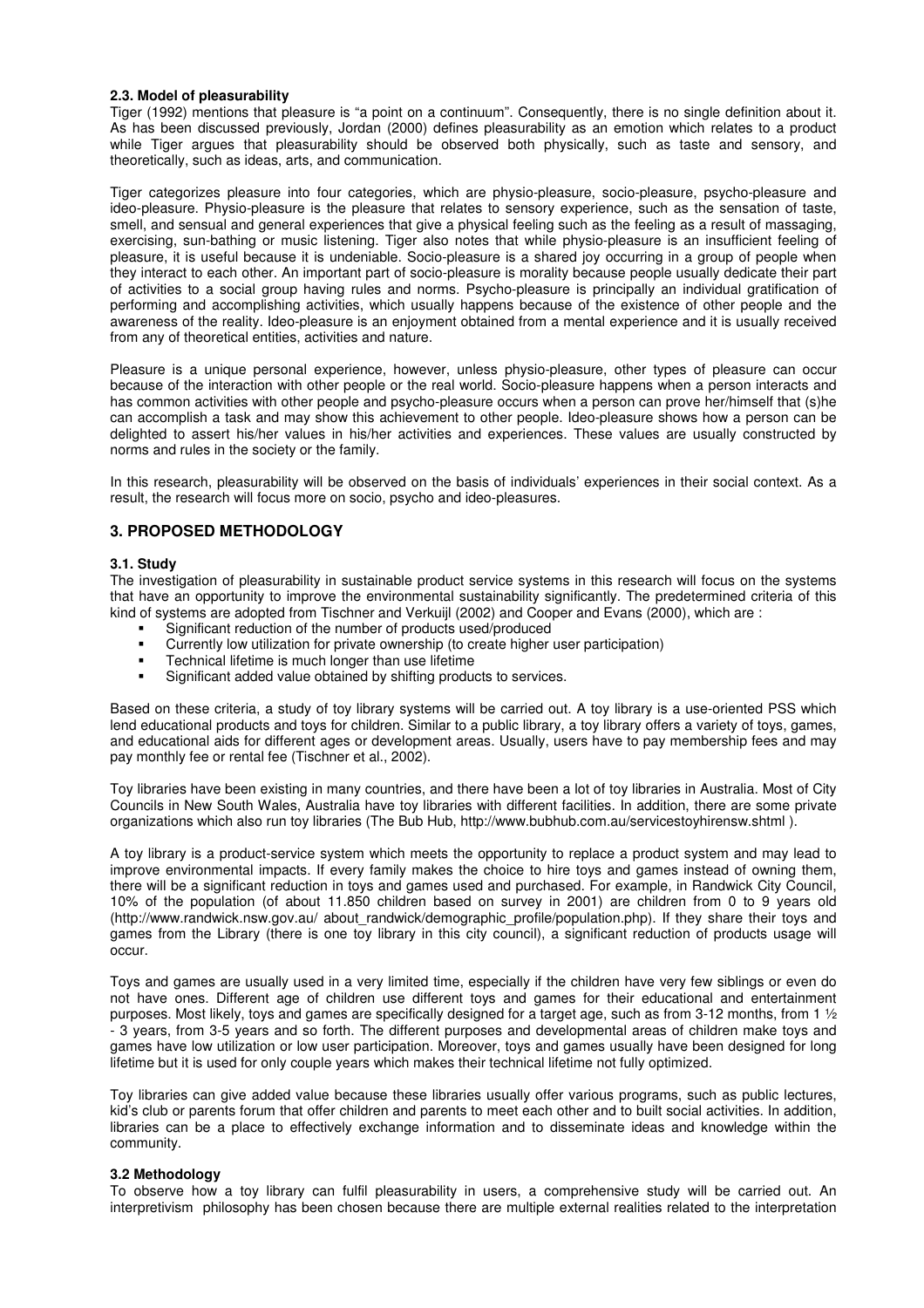### 2.3. Model of pleasurability

Tiger (1992) mentions that pleasure is "a point on a continuum". Consequently, there is no single definition about it. As has been discussed previously, Jordan (2000) defines pleasurability as an emotion which relates to a product while Tiger argues that pleasurability should be observed both physically, such as taste and sensory, and theoretically, such as ideas, arts, and communication.

Tiger categorizes pleasure into four categories, which are physio-pleasure, socio-pleasure, psycho-pleasure and ideo-pleasure. Physio-pleasure is the pleasure that relates to sensory experience, such as the sensation of taste, smell, and sensual and general experiences that give a physical feeling such as the feeling as a result of massaging, exercising, sun-bathing or music listening. Tiger also notes that while physio-pleasure is an insufficient feeling of pleasure, it is useful because it is undeniable. Socio-pleasure is a shared joy occurring in a group of people when they interact to each other. An important part of socio-pleasure is morality because people usually dedicate their part of activities to a social group having rules and norms. Psycho-pleasure is principally an individual gratification of performing and accomplishing activities, which usually happens because of the existence of other people and the awareness of the reality. Ideo-pleasure is an enjoyment obtained from a mental experience and it is usually received from any of theoretical entities, activities and nature.

Pleasure is a unique personal experience, however, unless physio-pleasure, other types of pleasure can occur because of the interaction with other people or the real world. Socio-pleasure happens when a person interacts and has common activities with other people and psycho-pleasure occurs when a person can prove her/himself that (s)he can accomplish a task and may show this achievement to other people. Ideo-pleasure shows how a person can be delighted to assert his/her values in his/her activities and experiences. These values are usually constructed by norms and rules in the society or the family.

In this research, pleasurability will be observed on the basis of individuals' experiences in their social context. As a result, the research will focus more on socio, psycho and ideo-pleasures.

## 3. PROPOSED METHODOLOGY

### 3.1. Study

The investigation of pleasurability in sustainable product service systems in this research will focus on the systems that have an opportunity to improve the environmental sustainability significantly. The predetermined criteria of this kind of systems are adopted from Tischner and Verkuijl (2002) and Cooper and Evans (2000), which are :

- Significant reduction of the number of products used/produced
- Currently low utilization for private ownership (to create higher user participation)
- Technical lifetime is much longer than use lifetime
- Significant added value obtained by shifting products to services.

Based on these criteria, a study of toy library systems will be carried out. A toy library is a use-oriented PSS which lend educational products and toys for children. Similar to a public library, a toy library offers a variety of toys, games, and educational aids for different ages or development areas. Usually, users have to pay membership fees and may pay monthly fee or rental fee (Tischner et al., 2002).

Toy libraries have been existing in many countries, and there have been a lot of toy libraries in Australia. Most of City Councils in New South Wales, Australia have toy libraries with different facilities. In addition, there are some private organizations which also run toy libraries (The Bub Hub, http://www.bubhub.com.au/servicestoyhirensw.shtml ).

A toy library is a product-service system which meets the opportunity to replace a product system and may lead to improve environmental impacts. If every family makes the choice to hire toys and games instead of owning them, there will be a significant reduction in toys and games used and purchased. For example, in Randwick City Council, 10% of the population (of about 11.850 children based on survey in 2001) are children from 0 to 9 years old (http://www.randwick.nsw.gov.au/ about_randwick/demographic_profile/population.php). If they share their toys and games from the Library (there is one toy library in this city council), a significant reduction of products usage will occur.

Toys and games are usually used in a very limited time, especially if the children have very few siblings or even do not have ones. Different age of children use different toys and games for their educational and entertainment purposes. Most likely, toys and games are specifically designed for a target age, such as from 3-12 months, from 1 ½ - 3 years, from 3-5 years and so forth. The different purposes and developmental areas of children make toys and games have low utilization or low user participation. Moreover, toys and games usually have been designed for long lifetime but it is used for only couple years which makes their technical lifetime not fully optimized.

Toy libraries can give added value because these libraries usually offer various programs, such as public lectures, kid's club or parents forum that offer children and parents to meet each other and to built social activities. In addition, libraries can be a place to effectively exchange information and to disseminate ideas and knowledge within the community.

### 3.2 Methodology

To observe how a toy library can fulfil pleasurability in users, a comprehensive study will be carried out. An interpretivism philosophy has been chosen because there are multiple external realities related to the interpretation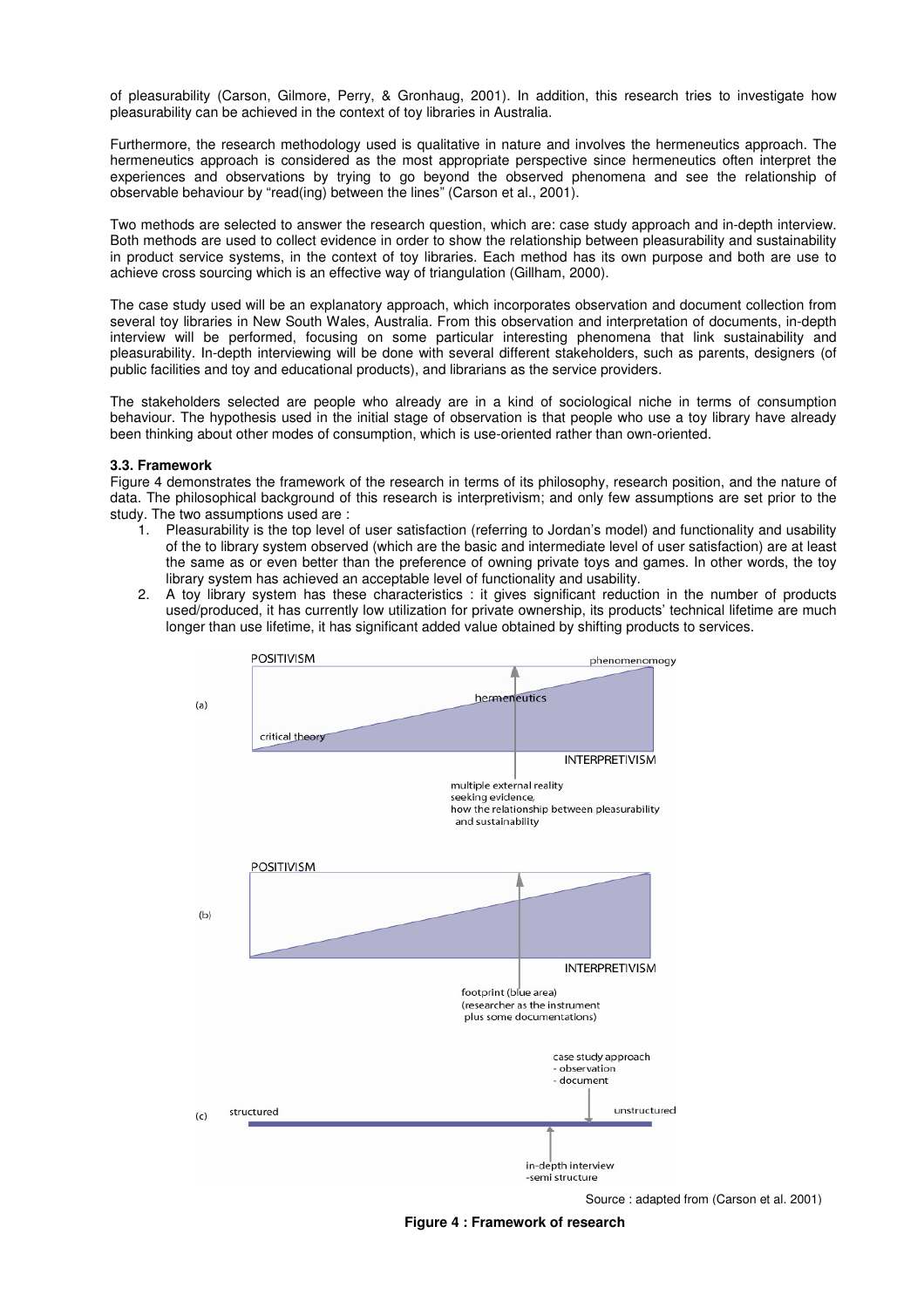of pleasurability (Carson, Gilmore, Perry, & Gronhaug, 2001). In addition, this research tries to investigate how pleasurability can be achieved in the context of toy libraries in Australia.

Furthermore, the research methodology used is qualitative in nature and involves the hermeneutics approach. The hermeneutics approach is considered as the most appropriate perspective since hermeneutics often interpret the experiences and observations by trying to go beyond the observed phenomena and see the relationship of observable behaviour by "read(ing) between the lines" (Carson et al., 2001).

Two methods are selected to answer the research question, which are: case study approach and in-depth interview. Both methods are used to collect evidence in order to show the relationship between pleasurability and sustainability in product service systems, in the context of toy libraries. Each method has its own purpose and both are use to achieve cross sourcing which is an effective way of triangulation (Gillham, 2000).

The case study used will be an explanatory approach, which incorporates observation and document collection from several toy libraries in New South Wales, Australia. From this observation and interpretation of documents, in-depth interview will be performed, focusing on some particular interesting phenomena that link sustainability and pleasurability. In-depth interviewing will be done with several different stakeholders, such as parents, designers (of public facilities and toy and educational products), and librarians as the service providers.

The stakeholders selected are people who already are in a kind of sociological niche in terms of consumption behaviour. The hypothesis used in the initial stage of observation is that people who use a toy library have already been thinking about other modes of consumption, which is use-oriented rather than own-oriented.

### 3.3. Framework

Figure 4 demonstrates the framework of the research in terms of its philosophy, research position, and the nature of data. The philosophical background of this research is interpretivism; and only few assumptions are set prior to the study. The two assumptions used are :

1. Pleasurability is the top level of user satisfaction (referring to Jordan's model) and functionality and usability of the to library system observed (which are the basic and intermediate level of user satisfaction) are at least the same as or even better than the preference of owning private toys and games. In other words, the toy library system has achieved an acceptable level of functionality and usability.
2. A toy library system has these characteristics : it gives significant reduction in the number of products used/produced, it has currently low utilization for private ownership, its products' technical lifetime are much longer than use lifetime, it has significant added value obtained by shifting products to services.

(a) POSITIVISM — phenomenomogy — hermeneutics — critical theory — INTERPRETIVISM

multiple external reality seeking evidence, how the relationship between pleasurability and sustainability

(b) POSITIVISM — INTERPRETIVISM

footprint (blue area) (researcher as the instrument plus some documentations)

(c) structured — unstructured

case study approach - observation - document

in-depth interview -semi structure

Source : adapted from (Carson et al. 2001)

**Figure 4 : Framework of research**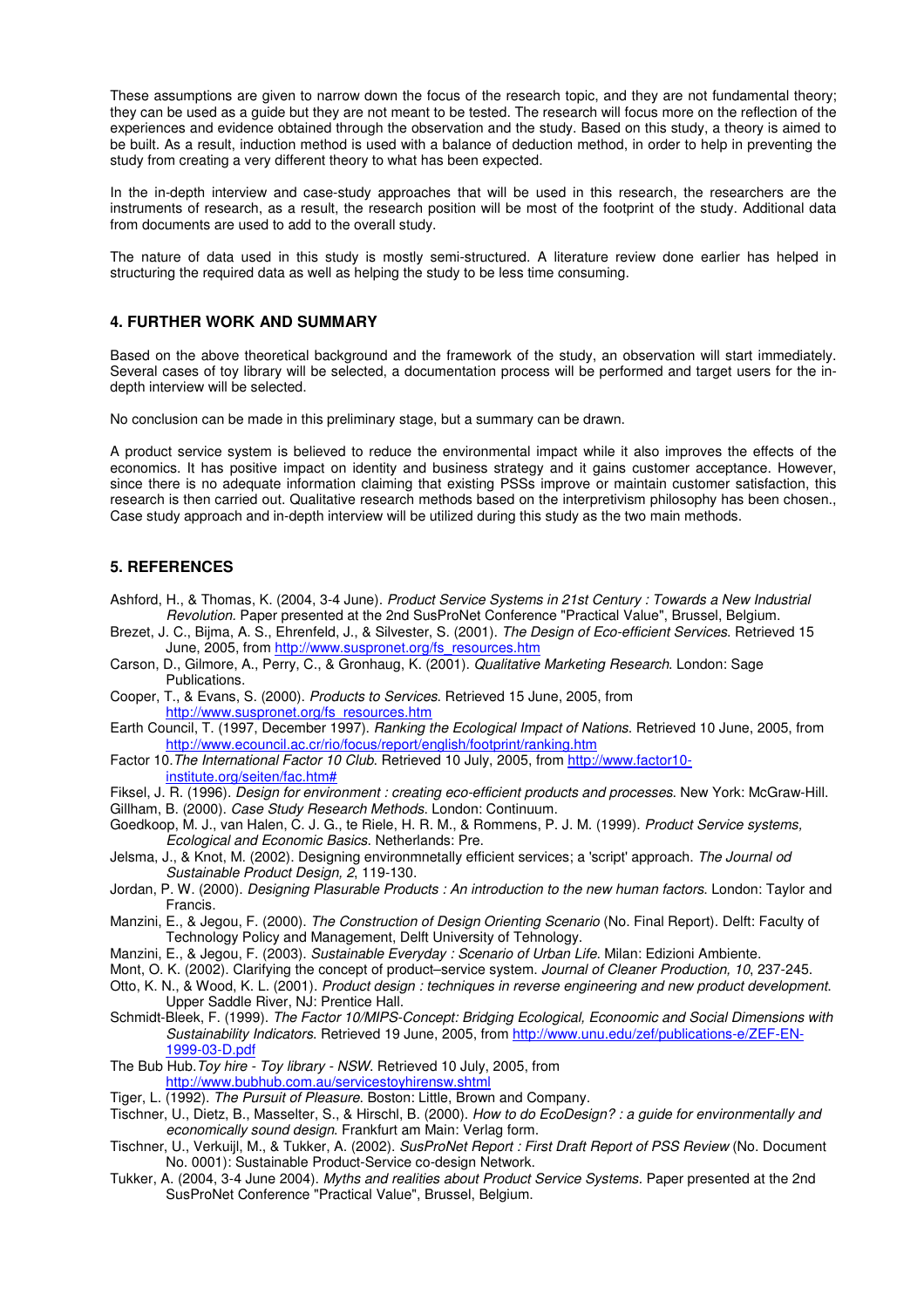These assumptions are given to narrow down the focus of the research topic, and they are not fundamental theory; they can be used as a guide but they are not meant to be tested. The research will focus more on the reflection of the experiences and evidence obtained through the observation and the study. Based on this study, a theory is aimed to be built. As a result, induction method is used with a balance of deduction method, in order to help in preventing the study from creating a very different theory to what has been expected.

In the in-depth interview and case-study approaches that will be used in this research, the researchers are the instruments of research, as a result, the research position will be most of the footprint of the study. Additional data from documents are used to add to the overall study.

The nature of data used in this study is mostly semi-structured. A literature review done earlier has helped in structuring the required data as well as helping the study to be less time consuming.

## 4. FURTHER WORK AND SUMMARY

Based on the above theoretical background and the framework of the study, an observation will start immediately. Several cases of toy library will be selected, a documentation process will be performed and target users for the in-depth interview will be selected.

No conclusion can be made in this preliminary stage, but a summary can be drawn.

A product service system is believed to reduce the environmental impact while it also improves the effects of the economics. It has positive impact on identity and business strategy and it gains customer acceptance. However, since there is no adequate information claiming that existing PSSs improve or maintain customer satisfaction, this research is then carried out. Qualitative research methods based on the interpretivism philosophy has been chosen., Case study approach and in-depth interview will be utilized during this study as the two main methods.

## 5. REFERENCES

Ashford, H., & Thomas, K. (2004, 3-4 June). *Product Service Systems in 21st Century : Towards a New Industrial Revolution.* Paper presented at the 2nd SusProNet Conference "Practical Value", Brussel, Belgium.

Brezet, J. C., Bijma, A. S., Ehrenfeld, J., & Silvester, S. (2001). *The Design of Eco-efficient Services*. Retrieved 15 June, 2005, from http://www.suspronet.org/fs_resources.htm

Carson, D., Gilmore, A., Perry, C., & Gronhaug, K. (2001). *Qualitative Marketing Research*. London: Sage Publications.

Cooper, T., & Evans, S. (2000). *Products to Services*. Retrieved 15 June, 2005, from http://www.suspronet.org/fs_resources.htm

Earth Council, T. (1997, December 1997). *Ranking the Ecological Impact of Nations*. Retrieved 10 June, 2005, from http://www.ecouncil.ac.cr/rio/focus/report/english/footprint/ranking.htm

Factor 10.*The International Factor 10 Club*. Retrieved 10 July, 2005, from http://www.factor10-institute.org/seiten/fac.htm#

Fiksel, J. R. (1996). *Design for environment : creating eco-efficient products and processes*. New York: McGraw-Hill.

Gillham, B. (2000). *Case Study Research Methods*. London: Continuum.

Goedkoop, M. J., van Halen, C. J. G., te Riele, H. R. M., & Rommens, P. J. M. (1999). *Product Service systems, Ecological and Economic Basics*. Netherlands: Pre.

Jelsma, J., & Knot, M. (2002). Designing environmnetally efficient services; a 'script' approach. *The Journal od Sustainable Product Design, 2*, 119-130.

Jordan, P. W. (2000). *Designing Plasurable Products : An introduction to the new human factors*. London: Taylor and Francis.

Manzini, E., & Jegou, F. (2000). *The Construction of Design Orienting Scenario* (No. Final Report). Delft: Faculty of Technology Policy and Management, Delft University of Tehnology.

Manzini, E., & Jegou, F. (2003). *Sustainable Everyday : Scenario of Urban Life*. Milan: Edizioni Ambiente.

Mont, O. K. (2002). Clarifying the concept of product–service system. *Journal of Cleaner Production, 10*, 237-245.

Otto, K. N., & Wood, K. L. (2001). *Product design : techniques in reverse engineering and new product development.* Upper Saddle River, NJ: Prentice Hall.

Schmidt-Bleek, F. (1999). *The Factor 10/MIPS-Concept: Bridging Ecological, Econoomic and Social Dimensions with Sustainability Indicators*. Retrieved 19 June, 2005, from http://www.unu.edu/zef/publications-e/ZEF-EN-1999-03-D.pdf

The Bub Hub.*Toy hire - Toy library - NSW*. Retrieved 10 July, 2005, from http://www.bubhub.com.au/servicestoyhirensw.shtml

Tiger, L. (1992). *The Pursuit of Pleasure*. Boston: Little, Brown and Company.

Tischner, U., Dietz, B., Masselter, S., & Hirschl, B. (2000). *How to do EcoDesign? : a guide for environmentally and economically sound design*. Frankfurt am Main: Verlag form.

Tischner, U., Verkuijl, M., & Tukker, A. (2002). *SusProNet Report : First Draft Report of PSS Review* (No. Document No. 0001): Sustainable Product-Service co-design Network.

Tukker, A. (2004, 3-4 June 2004). *Myths and realities about Product Service Systems.* Paper presented at the 2nd SusProNet Conference "Practical Value", Brussel, Belgium.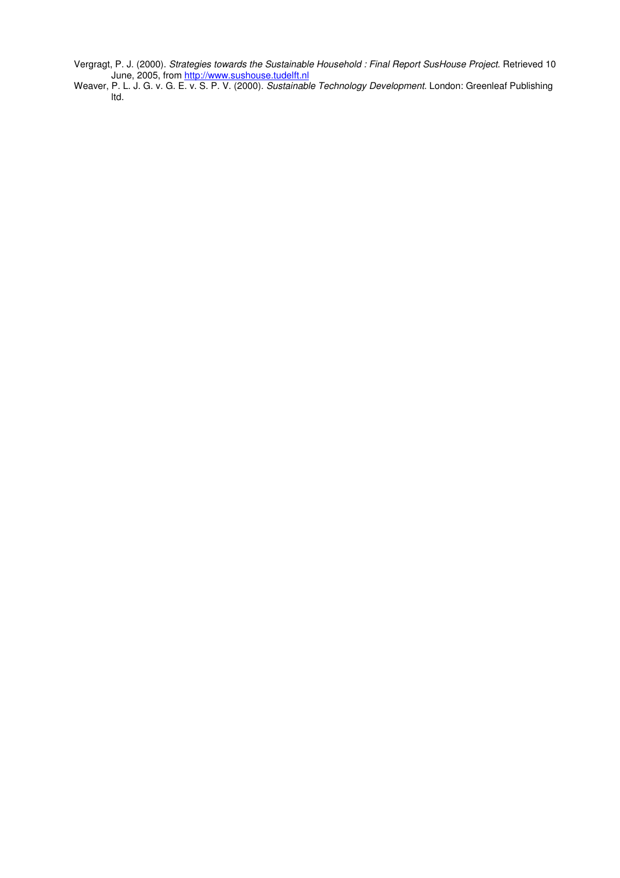Vergragt, P. J. (2000). *Strategies towards the Sustainable Household : Final Report SusHouse Project*. Retrieved 10 June, 2005, from http://www.sushouse.tudelft.nl

Weaver, P. L. J. G. v. G. E. v. S. P. V. (2000). *Sustainable Technology Development*. London: Greenleaf Publishing ltd.